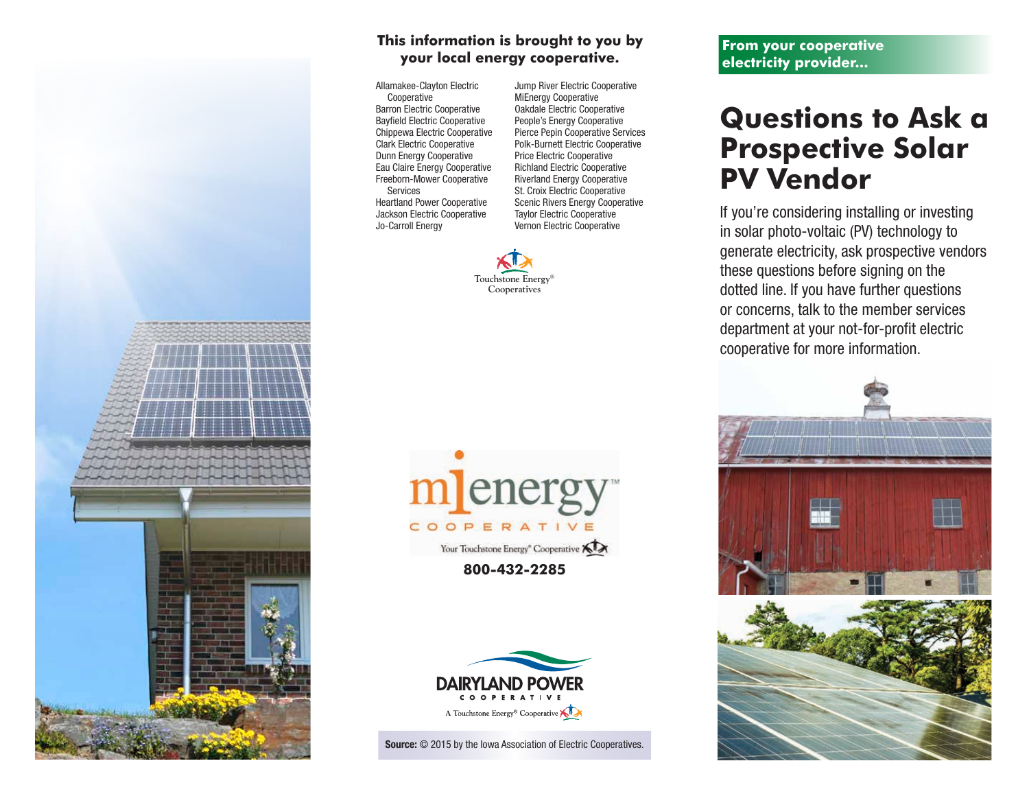**This information is brought to you by your local energy cooperative.**

- Allamakee-Clayton Electric Cooperative
- Barron Electric Cooperative
- Bayfield Electric Cooperative
- Chippewa Electric Cooperative
- Clark Electric Cooperative
- Dunn Energy Cooperative
- Eau Claire Energy Cooperative
- Freeborn-Mower Cooperative Services
- Heartland Power Cooperative
- Jackson Electric Cooperative
- Jo-Carroll Energy
- Jump River Electric Cooperative
- MiEnergy Cooperative
- Oakdale Electric Cooperative
- People's Energy Cooperative
- Pierce Pepin Cooperative Services
- Polk-Burnett Electric Cooperative
- Price Electric Cooperative
- Richland Electric Cooperative
- Riverland Energy Cooperative
- St. Croix Electric Cooperative
- Scenic Rivers Energy Cooperative
- Taylor Electric Cooperative
- Vernon Electric Cooperative

Touchstone Energy® Cooperatives

mienergy™ COOPERATIVE

Your Touchstone Energy® Cooperative

**800-432-2285**

DAIRYLAND POWER COOPERATIVE

A Touchstone Energy® Cooperative

**Source:** © 2015 by the Iowa Association of Electric Cooperatives.

**From your cooperative electricity provider...**

# Questions to Ask a Prospective Solar PV Vendor

If you're considering installing or investing in solar photo-voltaic (PV) technology to generate electricity, ask prospective vendors these questions before signing on the dotted line. If you have further questions or concerns, talk to the member services department at your not-for-profit electric cooperative for more information.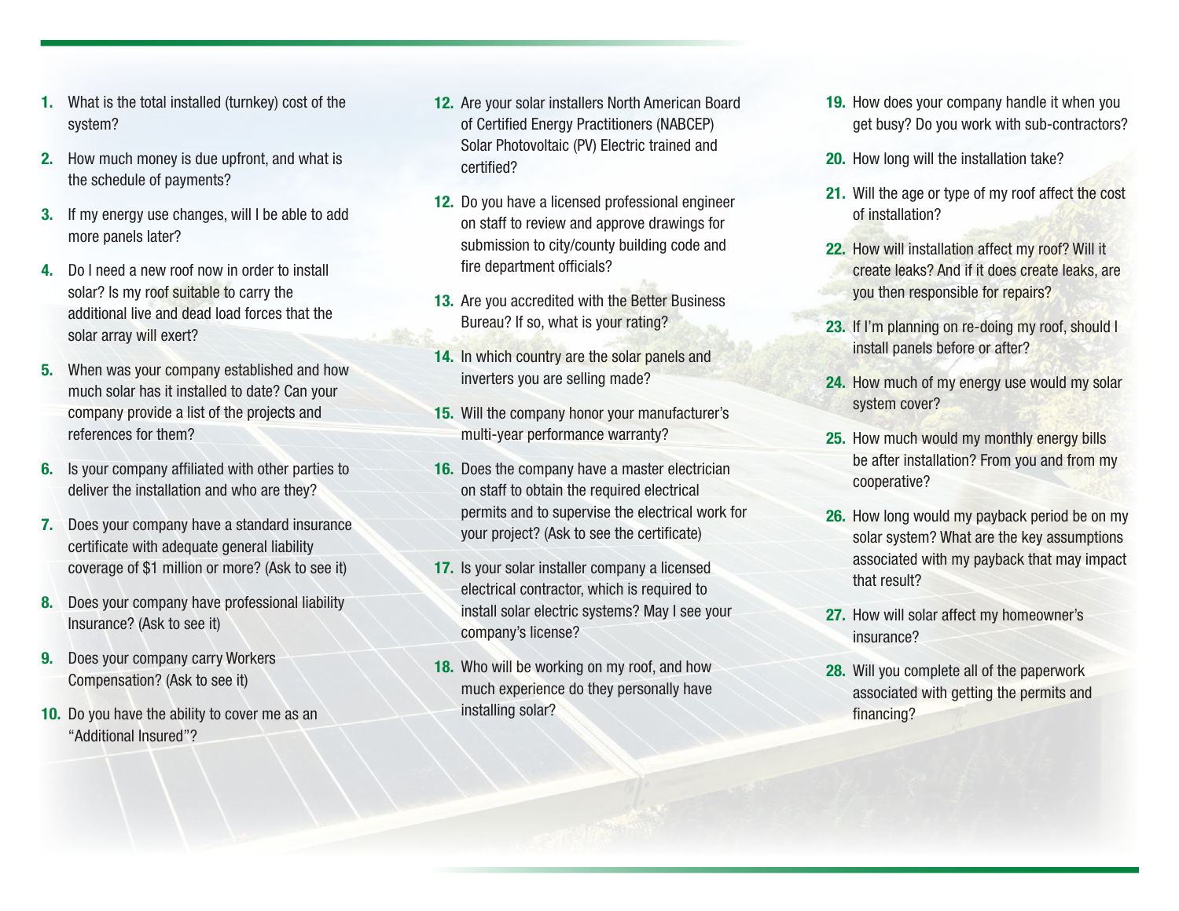1. What is the total installed (turnkey) cost of the system?

2. How much money is due upfront, and what is the schedule of payments?

3. If my energy use changes, will I be able to add more panels later?

4. Do I need a new roof now in order to install solar? Is my roof suitable to carry the additional live and dead load forces that the solar array will exert?

5. When was your company established and how much solar has it installed to date? Can your company provide a list of the projects and references for them?

6. Is your company affiliated with other parties to deliver the installation and who are they?

7. Does your company have a standard insurance certificate with adequate general liability coverage of $1 million or more? (Ask to see it)

8. Does your company have professional liability Insurance? (Ask to see it)

9. Does your company carry Workers Compensation? (Ask to see it)

10. Do you have the ability to cover me as an “Additional Insured”?

12. Are your solar installers North American Board of Certified Energy Practitioners (NABCEP) Solar Photovoltaic (PV) Electric trained and certified?

12. Do you have a licensed professional engineer on staff to review and approve drawings for submission to city/county building code and fire department officials?

13. Are you accredited with the Better Business Bureau? If so, what is your rating?

14. In which country are the solar panels and inverters you are selling made?

15. Will the company honor your manufacturer’s multi-year performance warranty?

16. Does the company have a master electrician on staff to obtain the required electrical permits and to supervise the electrical work for your project? (Ask to see the certificate)

17. Is your solar installer company a licensed electrical contractor, which is required to install solar electric systems? May I see your company’s license?

18. Who will be working on my roof, and how much experience do they personally have installing solar?

19. How does your company handle it when you get busy? Do you work with sub-contractors?

20. How long will the installation take?

21. Will the age or type of my roof affect the cost of installation?

22. How will installation affect my roof? Will it create leaks? And if it does create leaks, are you then responsible for repairs?

23. If I’m planning on re-doing my roof, should I install panels before or after?

24. How much of my energy use would my solar system cover?

25. How much would my monthly energy bills be after installation? From you and from my cooperative?

26. How long would my payback period be on my solar system? What are the key assumptions associated with my payback that may impact that result?

27. How will solar affect my homeowner’s insurance?

28. Will you complete all of the paperwork associated with getting the permits and financing?